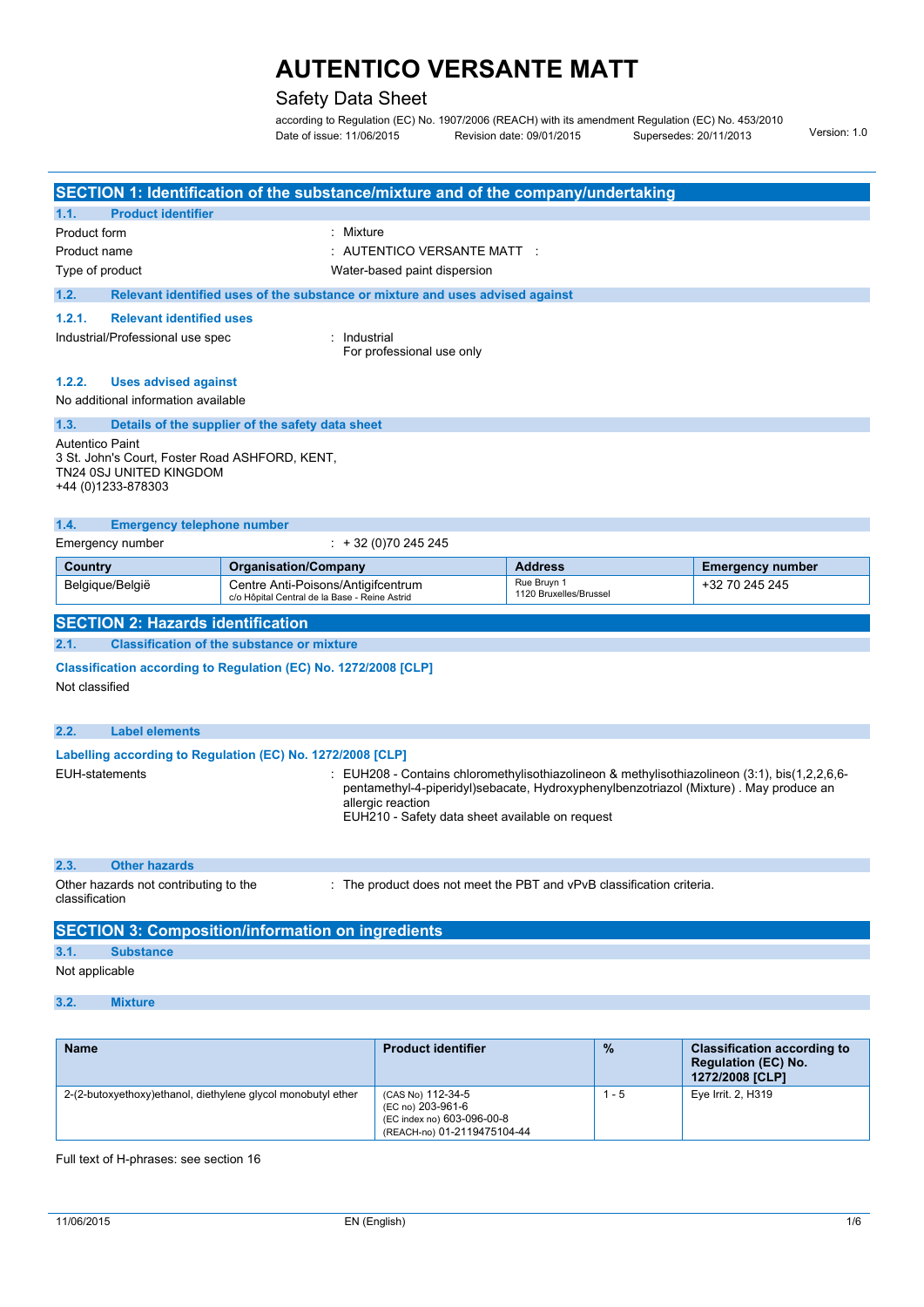# AUTENTICO VERSANTE MATT

## Safety Data Sheet

according to Regulation (EC) No. 1907/2006 (REACH) with its amendment Regulation (EC) No. 453/2010

Date of issue: 11/06/2015 Revision date: 09/01/2015 Supersedes: 20/11/2013 Version: 1.0

## SECTION 1: Identification of the substance/mixture and of the company/undertaking

### 1.1. Product identifier

Product form : Mixture

Product name : AUTENTICO VERSANTE MATT :

Type of product Water-based paint dispersion

### 1.2. Relevant identified uses of the substance or mixture and uses advised against

#### 1.2.1. Relevant identified uses

Industrial/Professional use spec : Industrial
For professional use only

#### 1.2.2. Uses advised against

No additional information available

### 1.3. Details of the supplier of the safety data sheet

Autentico Paint
3 St. John's Court, Foster Road ASHFORD, KENT,
TN24 0SJ UNITED KINGDOM
+44 (0)1233-878303

### 1.4. Emergency telephone number

Emergency number : + 32 (0)70 245 245

| Country | Organisation/Company | Address | Emergency number |
|---|---|---|---|
| Belgique/België | Centre Anti-Poisons/Antigifcentrum c/o Hôpital Central de la Base - Reine Astrid | Rue Bruyn 1 1120 Bruxelles/Brussel | +32 70 245 245 |

## SECTION 2: Hazards identification

### 2.1. Classification of the substance or mixture

**Classification according to Regulation (EC) No. 1272/2008 [CLP]**

Not classified

### 2.2. Label elements

**Labelling according to Regulation (EC) No. 1272/2008 [CLP]**

EUH-statements : EUH208 - Contains chloromethylisothiazolineon & methylisothiazolineon (3:1), bis(1,2,2,6,6-pentamethyl-4-piperidyl)sebacate, Hydroxyphenylbenzotriazol (Mixture) . May produce an allergic reaction
EUH210 - Safety data sheet available on request

### 2.3. Other hazards

Other hazards not contributing to the classification : The product does not meet the PBT and vPvB classification criteria.

## SECTION 3: Composition/information on ingredients

### 3.1. Substance

Not applicable

### 3.2. Mixture

| Name | Product identifier | % | Classification according to Regulation (EC) No. 1272/2008 [CLP] |
|---|---|---|---|
| 2-(2-butoxyethoxy)ethanol, diethylene glycol monobutyl ether | (CAS No) 112-34-5<br>(EC no) 203-961-6<br>(EC index no) 603-096-00-8<br>(REACH-no) 01-2119475104-44 | 1 - 5 | Eye Irrit. 2, H319 |

Full text of H-phrases: see section 16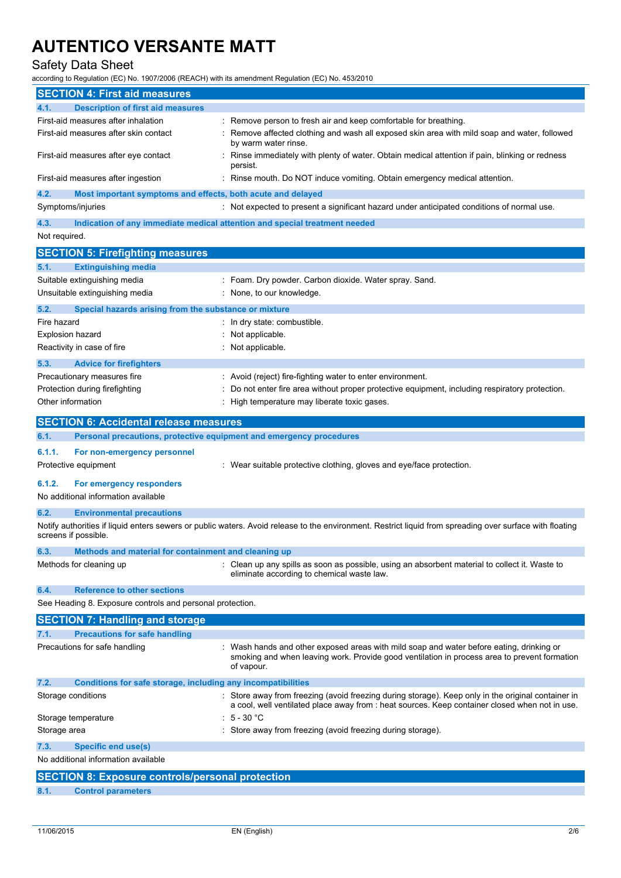## SECTION 4: First aid measures

### 4.1. Description of first aid measures

| | |
|---|---|
| First-aid measures after inhalation | : Remove person to fresh air and keep comfortable for breathing. |
| First-aid measures after skin contact | : Remove affected clothing and wash all exposed skin area with mild soap and water, followed by warm water rinse. |
| First-aid measures after eye contact | : Rinse immediately with plenty of water. Obtain medical attention if pain, blinking or redness persist. |
| First-aid measures after ingestion | : Rinse mouth. Do NOT induce vomiting. Obtain emergency medical attention. |

### 4.2. Most important symptoms and effects, both acute and delayed

| | |
|---|---|
| Symptoms/injuries | : Not expected to present a significant hazard under anticipated conditions of normal use. |

### 4.3. Indication of any immediate medical attention and special treatment needed

Not required.

## SECTION 5: Firefighting measures

### 5.1. Extinguishing media

| | |
|---|---|
| Suitable extinguishing media | : Foam. Dry powder. Carbon dioxide. Water spray. Sand. |
| Unsuitable extinguishing media | : None, to our knowledge. |

### 5.2. Special hazards arising from the substance or mixture

| | |
|---|---|
| Fire hazard | : In dry state: combustible. |
| Explosion hazard | : Not applicable. |
| Reactivity in case of fire | : Not applicable. |

### 5.3. Advice for firefighters

| | |
|---|---|
| Precautionary measures fire | : Avoid (reject) fire-fighting water to enter environment. |
| Protection during firefighting | : Do not enter fire area without proper protective equipment, including respiratory protection. |
| Other information | : High temperature may liberate toxic gases. |

## SECTION 6: Accidental release measures

### 6.1. Personal precautions, protective equipment and emergency procedures

#### 6.1.1. For non-emergency personnel

| | |
|---|---|
| Protective equipment | : Wear suitable protective clothing, gloves and eye/face protection. |

#### 6.1.2. For emergency responders

No additional information available

### 6.2. Environmental precautions

Notify authorities if liquid enters sewers or public waters. Avoid release to the environment. Restrict liquid from spreading over surface with floating screens if possible.

### 6.3. Methods and material for containment and cleaning up

| | |
|---|---|
| Methods for cleaning up | : Clean up any spills as soon as possible, using an absorbent material to collect it. Waste to eliminate according to chemical waste law. |

### 6.4. Reference to other sections

See Heading 8. Exposure controls and personal protection.

## SECTION 7: Handling and storage

### 7.1. Precautions for safe handling

| | |
|---|---|
| Precautions for safe handling | : Wash hands and other exposed areas with mild soap and water before eating, drinking or smoking and when leaving work. Provide good ventilation in process area to prevent formation of vapour. |

### 7.2. Conditions for safe storage, including any incompatibilities

| | |
|---|---|
| Storage conditions | : Store away from freezing (avoid freezing during storage). Keep only in the original container in a cool, well ventilated place away from : heat sources. Keep container closed when not in use. |
| Storage temperature | : 5 - 30 °C |
| Storage area | : Store away from freezing (avoid freezing during storage). |

### 7.3. Specific end use(s)

No additional information available

## SECTION 8: Exposure controls/personal protection

### 8.1. Control parameters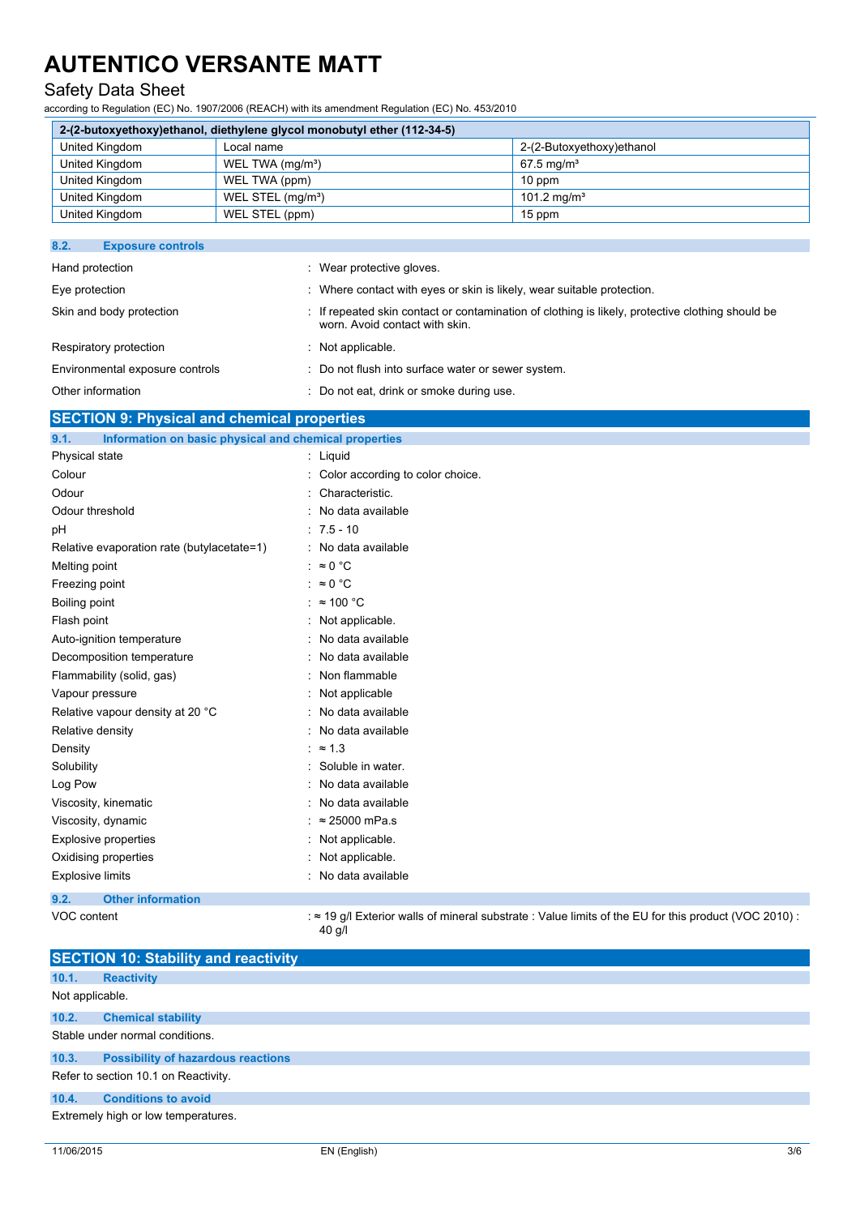| 2-(2-butoxyethoxy)ethanol, diethylene glycol monobutyl ether (112-34-5) | | |
|---|---|---|
| United Kingdom | Local name | 2-(2-Butoxyethoxy)ethanol |
| United Kingdom | WEL TWA (mg/m³) | 67.5 mg/m³ |
| United Kingdom | WEL TWA (ppm) | 10 ppm |
| United Kingdom | WEL STEL (mg/m³) | 101.2 mg/m³ |
| United Kingdom | WEL STEL (ppm) | 15 ppm |

### 8.2. Exposure controls

| | |
|---|---|
| Hand protection | : Wear protective gloves. |
| Eye protection | : Where contact with eyes or skin is likely, wear suitable protection. |
| Skin and body protection | : If repeated skin contact or contamination of clothing is likely, protective clothing should be worn. Avoid contact with skin. |
| Respiratory protection | : Not applicable. |
| Environmental exposure controls | : Do not flush into surface water or sewer system. |
| Other information | : Do not eat, drink or smoke during use. |

## SECTION 9: Physical and chemical properties

### 9.1. Information on basic physical and chemical properties

| | |
|---|---|
| Physical state | : Liquid |
| Colour | : Color according to color choice. |
| Odour | : Characteristic. |
| Odour threshold | : No data available |
| pH | : 7.5 - 10 |
| Relative evaporation rate (butylacetate=1) | : No data available |
| Melting point | : ≈ 0 °C |
| Freezing point | : ≈ 0 °C |
| Boiling point | : ≈ 100 °C |
| Flash point | : Not applicable. |
| Auto-ignition temperature | : No data available |
| Decomposition temperature | : No data available |
| Flammability (solid, gas) | : Non flammable |
| Vapour pressure | : Not applicable |
| Relative vapour density at 20 °C | : No data available |
| Relative density | : No data available |
| Density | : ≈ 1.3 |
| Solubility | : Soluble in water. |
| Log Pow | : No data available |
| Viscosity, kinematic | : No data available |
| Viscosity, dynamic | : ≈ 25000 mPa.s |
| Explosive properties | : Not applicable. |
| Oxidising properties | : Not applicable. |
| Explosive limits | : No data available |

### 9.2. Other information

| | |
|---|---|
| VOC content | : ≈ 19 g/l Exterior walls of mineral substrate : Value limits of the EU for this product (VOC 2010) : 40 g/l |

## SECTION 10: Stability and reactivity

### 10.1. Reactivity

Not applicable.

### 10.2. Chemical stability

Stable under normal conditions.

### 10.3. Possibility of hazardous reactions

Refer to section 10.1 on Reactivity.

### 10.4. Conditions to avoid

Extremely high or low temperatures.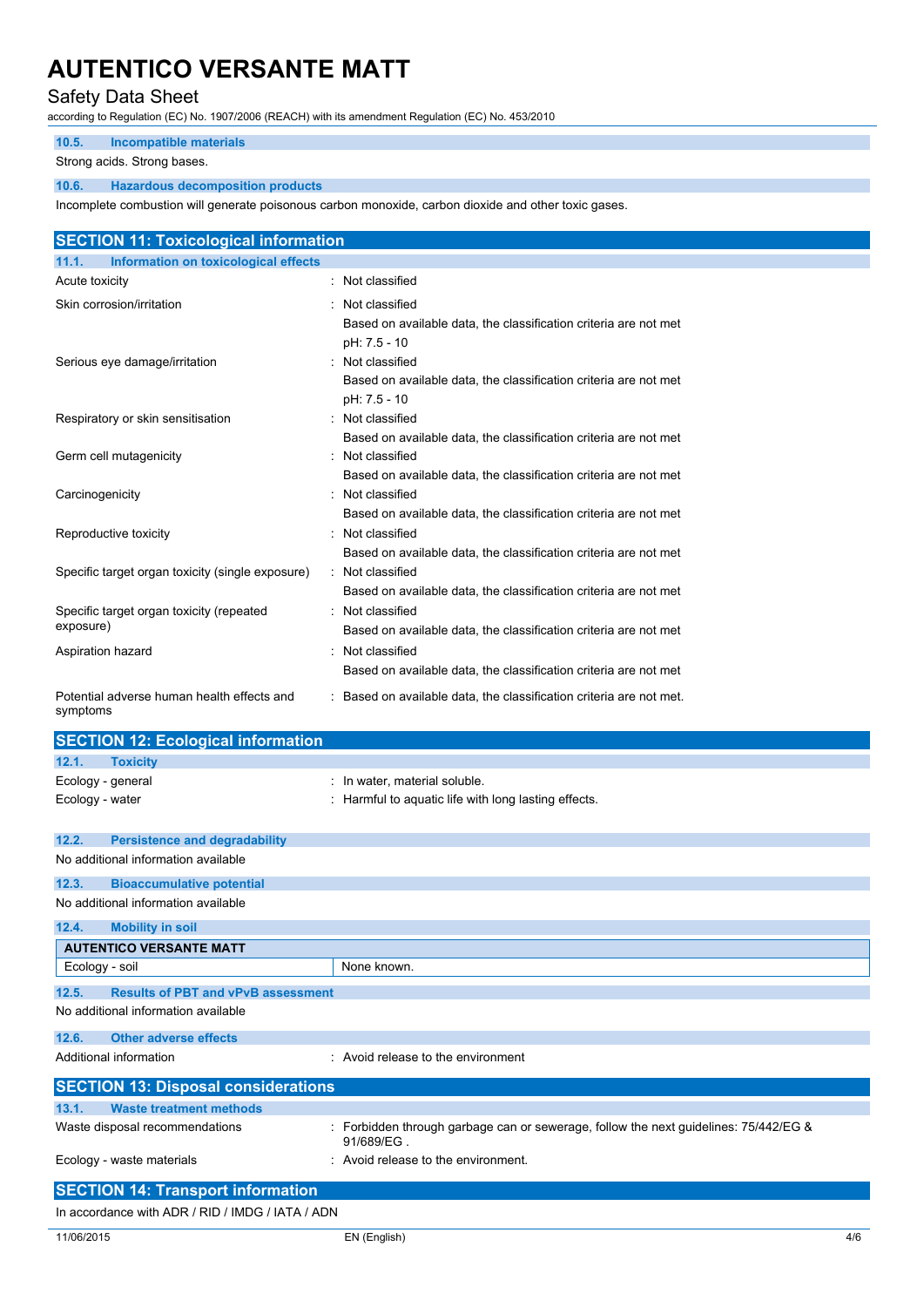### 10.5. Incompatible materials

Strong acids. Strong bases.

### 10.6. Hazardous decomposition products

Incomplete combustion will generate poisonous carbon monoxide, carbon dioxide and other toxic gases.

## SECTION 11: Toxicological information

### 11.1. Information on toxicological effects

| | |
|---|---|
| Acute toxicity | : Not classified |
| Skin corrosion/irritation | : Not classified<br>Based on available data, the classification criteria are not met<br>pH: 7.5 - 10 |
| Serious eye damage/irritation | : Not classified<br>Based on available data, the classification criteria are not met<br>pH: 7.5 - 10 |
| Respiratory or skin sensitisation | : Not classified<br>Based on available data, the classification criteria are not met |
| Germ cell mutagenicity | : Not classified<br>Based on available data, the classification criteria are not met |
| Carcinogenicity | : Not classified<br>Based on available data, the classification criteria are not met |
| Reproductive toxicity | : Not classified<br>Based on available data, the classification criteria are not met |
| Specific target organ toxicity (single exposure) | : Not classified<br>Based on available data, the classification criteria are not met |
| Specific target organ toxicity (repeated exposure) | : Not classified<br>Based on available data, the classification criteria are not met |
| Aspiration hazard | : Not classified<br>Based on available data, the classification criteria are not met |
| Potential adverse human health effects and symptoms | : Based on available data, the classification criteria are not met. |

## SECTION 12: Ecological information

### 12.1. Toxicity

| | |
|---|---|
| Ecology - general | : In water, material soluble. |
| Ecology - water | : Harmful to aquatic life with long lasting effects. |

### 12.2. Persistence and degradability

No additional information available

### 12.3. Bioaccumulative potential

No additional information available

### 12.4. Mobility in soil

| AUTENTICO VERSANTE MATT | |
|---|---|
| Ecology - soil | None known. |

### 12.5. Results of PBT and vPvB assessment

No additional information available

### 12.6. Other adverse effects

| | |
|---|---|
| Additional information | : Avoid release to the environment |

## SECTION 13: Disposal considerations

### 13.1. Waste treatment methods

| | |
|---|---|
| Waste disposal recommendations | : Forbidden through garbage can or sewerage, follow the next guidelines: 75/442/EG & 91/689/EG . |
| Ecology - waste materials | : Avoid release to the environment. |

## SECTION 14: Transport information

In accordance with ADR / RID / IMDG / IATA / ADN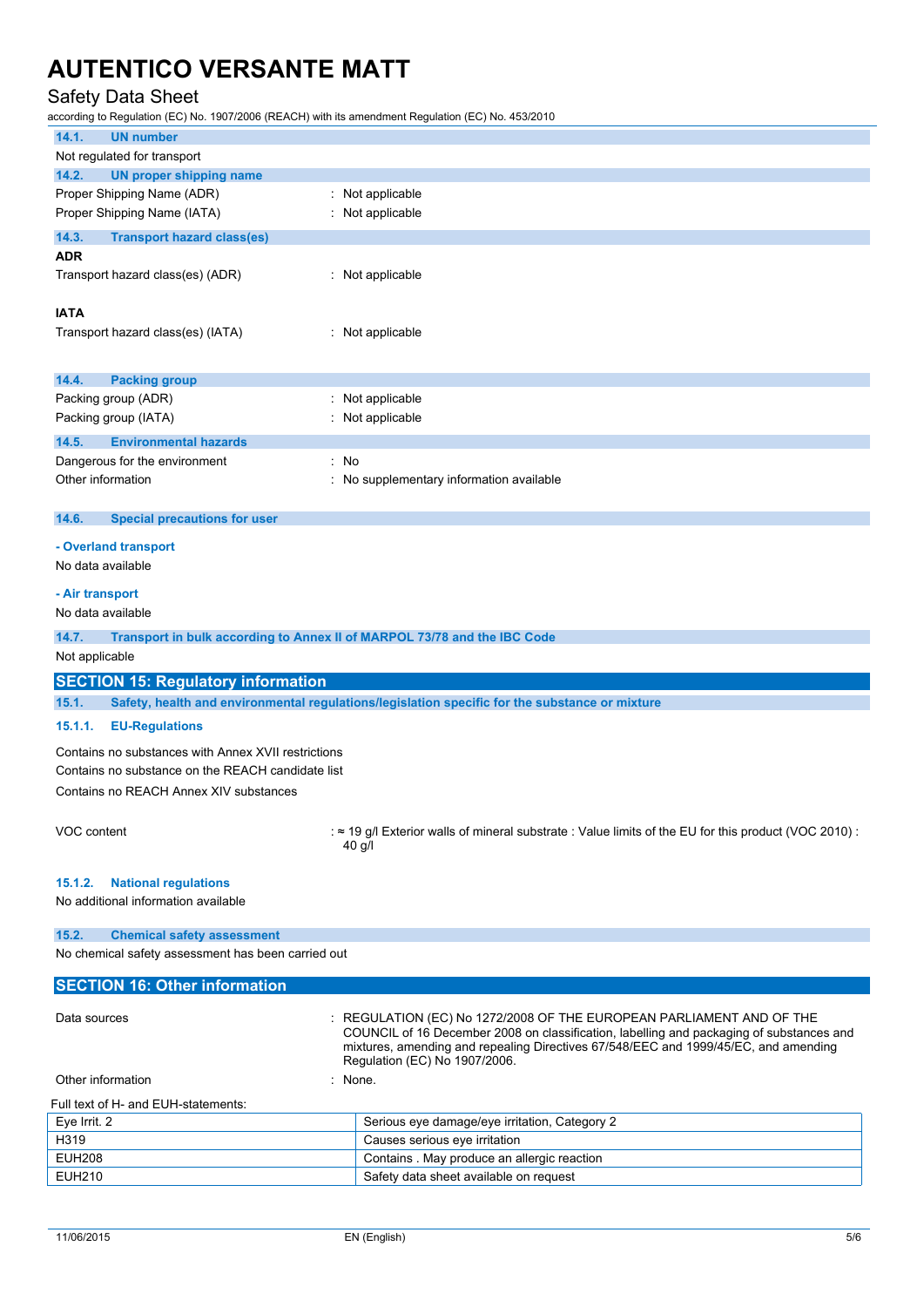#### 14.1. UN number

Not regulated for transport

#### 14.2. UN proper shipping name

Proper Shipping Name (ADR) : Not applicable

Proper Shipping Name (IATA) : Not applicable

#### 14.3. Transport hazard class(es)

**ADR**

Transport hazard class(es) (ADR) : Not applicable

**IATA**

Transport hazard class(es) (IATA) : Not applicable

#### 14.4. Packing group

Packing group (ADR) : Not applicable

Packing group (IATA) : Not applicable

#### 14.5. Environmental hazards

Dangerous for the environment : No

Other information : No supplementary information available

#### 14.6. Special precautions for user

**- Overland transport**

No data available

**- Air transport**

No data available

#### 14.7. Transport in bulk according to Annex II of MARPOL 73/78 and the IBC Code

Not applicable

## SECTION 15: Regulatory information

#### 15.1. Safety, health and environmental regulations/legislation specific for the substance or mixture

##### 15.1.1. EU-Regulations

Contains no substances with Annex XVII restrictions

Contains no substance on the REACH candidate list

Contains no REACH Annex XIV substances

VOC content : ≈ 19 g/l Exterior walls of mineral substrate : Value limits of the EU for this product (VOC 2010) : 40 g/l

##### 15.1.2. National regulations

No additional information available

#### 15.2. Chemical safety assessment

No chemical safety assessment has been carried out

## SECTION 16: Other information

Data sources : REGULATION (EC) No 1272/2008 OF THE EUROPEAN PARLIAMENT AND OF THE COUNCIL of 16 December 2008 on classification, labelling and packaging of substances and mixtures, amending and repealing Directives 67/548/EEC and 1999/45/EC, and amending Regulation (EC) No 1907/2006.

Other information : None.

Full text of H- and EUH-statements:

| | |
|---|---|
| Eye Irrit. 2 | Serious eye damage/eye irritation, Category 2 |
| H319 | Causes serious eye irritation |
| EUH208 | Contains . May produce an allergic reaction |
| EUH210 | Safety data sheet available on request |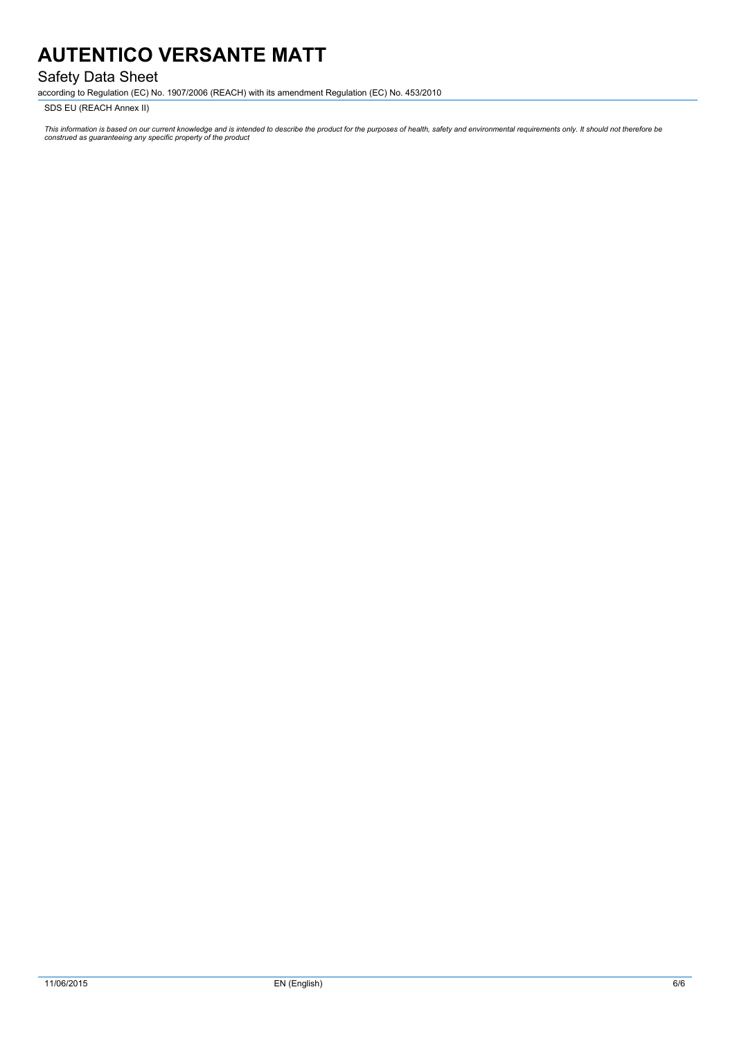*This information is based on our current knowledge and is intended to describe the product for the purposes of health, safety and environmental requirements only. It should not therefore be construed as guaranteeing any specific property of the product*